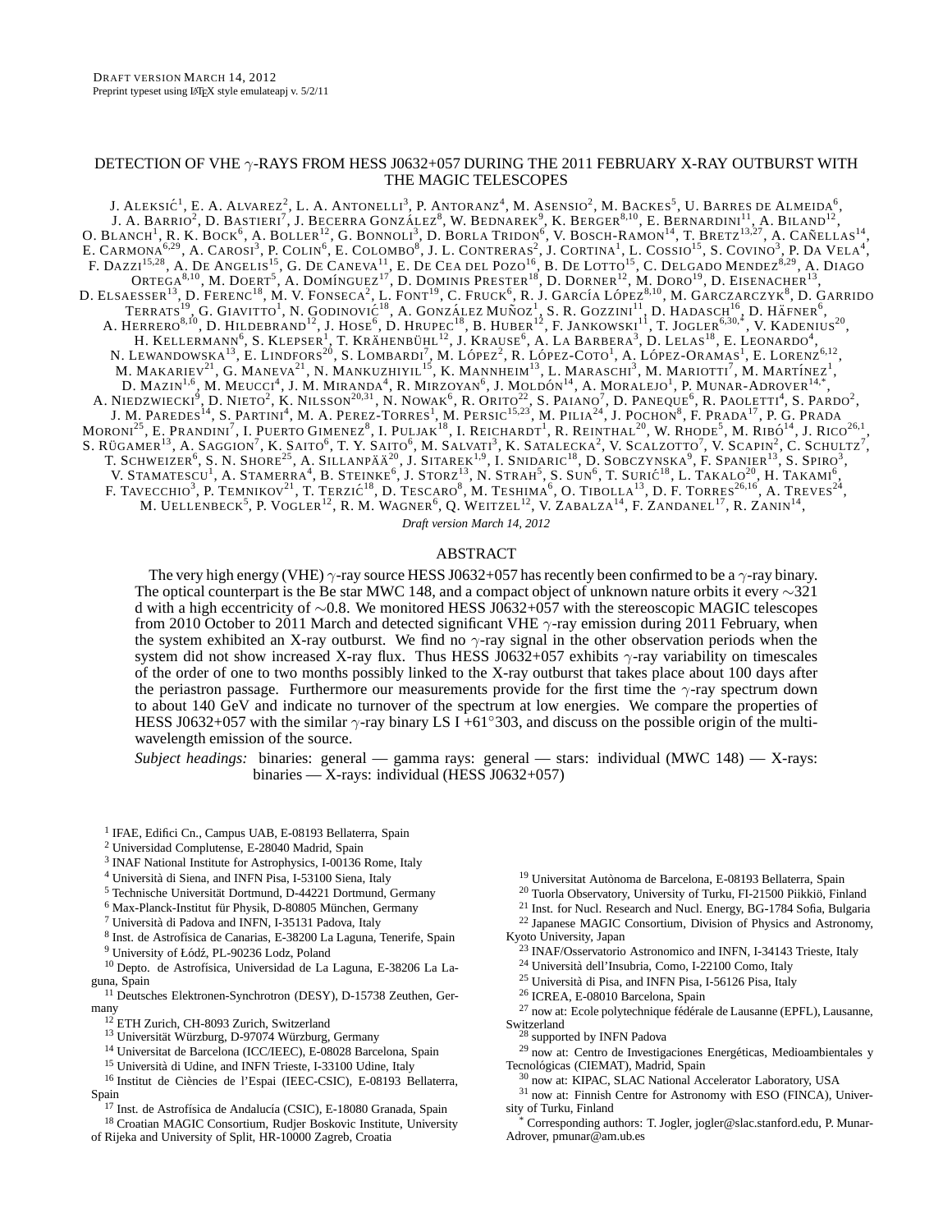DRAFT VERSION MARCH 14, 2012
Preprint typeset using LaTeX style emulateapj v. 5/2/11

# DETECTION OF VHE $\gamma$-RAYS FROM HESS J0632+057 DURING THE 2011 FEBRUARY X-RAY OUTBURST WITH THE MAGIC TELESCOPES

J. ALEKSIĆ[1], E. A. ALVAREZ[2], L. A. ANTONELLI[3], P. ANTORANZ[4], M. ASENSIO[2], M. BACKES[5], U. BARRES DE ALMEIDA[6], J. A. BARRIO[2], D. BASTIERI[7], J. BECERRA GONZÁLEZ[8], W. BEDNAREK[9], K. BERGER[8,10], E. BERNARDINI[11], A. BILAND[12], O. BLANCH[1], R. K. BOCK[6], A. BOLLER[12], G. BONNOLI[3], D. BORLA TRIDON[6], V. BOSCH-RAMON[14], T. BRETZ[13,27], A. CAÑELLAS[14], E. CARMONA[6,29], A. CAROSI[3], P. COLIN[6], E. COLOMBO[8], J. L. CONTRERAS[2], J. CORTINA[1], L. COSSIO[15], S. COVINO[3], P. DA VELA[4], F. DAZZI[15,28], A. DE ANGELIS[15], G. DE CANEVA[11], E. DE CEA DEL POZO[16], B. DE LOTTO[15], C. DELGADO MENDEZ[8,29], A. DIAGO ORTEGA[8,10], M. DOERT[5], A. DOMÍNGUEZ[17], D. DOMINIS PRESTER[18], D. DORNER[12], M. DORO[19], D. EISENACHER[13], D. ELSAESSER[13], D. FERENC[18], M. V. FONSECA[2], L. FONT[19], C. FRUCK[6], R. J. GARCÍA LÓPEZ[8,10], M. GARCZARCZYK[8], D. GARRIDO TERRATS[19], G. GIAVITTO[1], N. GODINOVIĆ[18], A. GONZÁLEZ MUÑOZ[1], S. R. GOZZINI[11], D. HADASCH[16], D. HÄFNER[6], A. HERRERO[8,10], D. HILDEBRAND[12], J. HOSE[6], D. HRUPEC[18], B. HUBER[12], F. JANKOWSKI[11], T. JOGLER[6,30,*], V. KADENIUS[20], H. KELLERMANN[6], S. KLEPSER[1], T. KRÄHENBÜHL[12], J. KRAUSE[6], A. LA BARBERA[3], D. LELAS[18], E. LEONARDO[4], N. LEWANDOWSKA[13], E. LINDFORS[20], S. LOMBARDI[7], M. LÓPEZ[2], R. LÓPEZ-COTO[1], A. LÓPEZ-ORAMAS[1], E. LORENZ[6,12], M. MAKARIEV[21], G. MANEVA[21], N. MANKUZHIYIL[15], K. MANNHEIM[13], L. MARASCHI[3], M. MARIOTTI[7], M. MARTÍNEZ[1], D. MAZIN[1,6], M. MEUCCI[4], J. M. MIRANDA[4], R. MIRZOYAN[6], J. MOLDÓN[14], A. MORALEJO[1], P. MUNAR-ADROVER[14,*], A. NIEDZWIECKI[9], D. NIETO[2], K. NILSSON[20,31], N. NOWAK[6], R. ORITO[22], S. PAIANO[7], D. PANEQUE[6], R. PAOLETTI[4], S. PARDO[2], J. M. PAREDES[14], S. PARTINI[4], M. A. PEREZ-TORRES[1], M. PERSIC[15,23], M. PILIA[24], J. POCHON[8], F. PRADA[17], P. G. PRADA MORONI[25], E. PRANDINI[7], I. PUERTO GIMENEZ[8], I. PULJAK[18], I. REICHARDT[1], R. REINTHAL[20], W. RHODE[5], M. RIBÓ[14], J. RICO[26,1], S. RÜGAMER[13], A. SAGGION[7], K. SAITO[6], T. Y. SAITO[6], M. SALVATI[3], K. SATALECKA[2], V. SCALZOTTO[7], V. SCAPIN[2], C. SCHULTZ[7], T. SCHWEIZER[6], S. N. SHORE[25], A. SILLANPÄÄ[20], J. SITAREK[1,9], I. SNIDARIC[18], D. SOBCZYNSKA[9], F. SPANIER[13], S. SPIRO[3], V. STAMATESCU[1], A. STAMERRA[4], B. STEINKE[6], J. STORZ[13], N. STRAH[5], S. SUN[6], T. SURIĆ[18], L. TAKALO[20], H. TAKAMI[6], F. TAVECCHIO[3], P. TEMNIKOV[21], T. TERZIĆ[18], D. TESCARO[8], M. TESHIMA[6], O. TIBOLLA[13], D. F. TORRES[26,16], A. TREVES[24], M. UELLENBECK[5], P. VOGLER[12], R. M. WAGNER[6], Q. WEITZEL[12], V. ZABALZA[14], F. ZANDANEL[17], R. ZANIN[14],

*Draft version March 14, 2012*

## ABSTRACT

The very high energy (VHE) $\gamma$-ray source HESS J0632+057 has recently been confirmed to be a $\gamma$-ray binary. The optical counterpart is the Be star MWC 148, and a compact object of unknown nature orbits it every $\sim$321 d with a high eccentricity of $\sim$0.8. We monitored HESS J0632+057 with the stereoscopic MAGIC telescopes from 2010 October to 2011 March and detected significant VHE $\gamma$-ray emission during 2011 February, when the system exhibited an X-ray outburst. We find no $\gamma$-ray signal in the other observation periods when the system did not show increased X-ray flux. Thus HESS J0632+057 exhibits $\gamma$-ray variability on timescales of the order of one to two months possibly linked to the X-ray outburst that takes place about 100 days after the periastron passage. Furthermore our measurements provide for the first time the $\gamma$-ray spectrum down to about 140 GeV and indicate no turnover of the spectrum at low energies. We compare the properties of HESS J0632+057 with the similar $\gamma$-ray binary LS I +61°303, and discuss on the possible origin of the multi-wavelength emission of the source.

*Subject headings:* binaries: general — gamma rays: general — stars: individual (MWC 148) — X-rays: binaries — X-rays: individual (HESS J0632+057)

[1] IFAE, Edifici Cn., Campus UAB, E-08193 Bellaterra, Spain
[2] Universidad Complutense, E-28040 Madrid, Spain
[3] INAF National Institute for Astrophysics, I-00136 Rome, Italy
[4] Università di Siena, and INFN Pisa, I-53100 Siena, Italy
[5] Technische Universität Dortmund, D-44221 Dortmund, Germany
[6] Max-Planck-Institut für Physik, D-80805 München, Germany
[7] Università di Padova and INFN, I-35131 Padova, Italy
[8] Inst. de Astrofísica de Canarias, E-38200 La Laguna, Tenerife, Spain
[9] University of Łódź, PL-90236 Lodz, Poland
[10] Depto. de Astrofísica, Universidad de La Laguna, E-38206 La Laguna, Spain
[11] Deutsches Elektronen-Synchrotron (DESY), D-15738 Zeuthen, Germany
[12] ETH Zurich, CH-8093 Zurich, Switzerland
[13] Universität Würzburg, D-97074 Würzburg, Germany
[14] Universitat de Barcelona (ICC/IEEC), E-08028 Barcelona, Spain
[15] Università di Udine, and INFN Trieste, I-33100 Udine, Italy
[16] Institut de Ciències de l'Espai (IEEC-CSIC), E-08193 Bellaterra, Spain
[17] Inst. de Astrofísica de Andalucía (CSIC), E-18080 Granada, Spain
[18] Croatian MAGIC Consortium, Rudjer Boskovic Institute, University of Rijeka and University of Split, HR-10000 Zagreb, Croatia
[19] Universitat Autònoma de Barcelona, E-08193 Bellaterra, Spain
[20] Tuorla Observatory, University of Turku, FI-21500 Piikkiö, Finland
[21] Inst. for Nucl. Research and Nucl. Energy, BG-1784 Sofia, Bulgaria
[22] Japanese MAGIC Consortium, Division of Physics and Astronomy, Kyoto University, Japan
[23] INAF/Osservatorio Astronomico and INFN, I-34143 Trieste, Italy
[24] Università dell'Insubria, Como, I-22100 Como, Italy
[25] Università di Pisa, and INFN Pisa, I-56126 Pisa, Italy
[26] ICREA, E-08010 Barcelona, Spain
[27] now at: Ecole polytechnique fédérale de Lausanne (EPFL), Lausanne, Switzerland
[28] supported by INFN Padova
[29] now at: Centro de Investigaciones Energéticas, Medioambientales y Tecnológicas (CIEMAT), Madrid, Spain
[30] now at: KIPAC, SLAC National Accelerator Laboratory, USA
[31] now at: Finnish Centre for Astronomy with ESO (FINCA), University of Turku, Finland
[*] Corresponding authors: T. Jogler, jogler@slac.stanford.edu, P. Munar-Adrover, pmunar@am.ub.es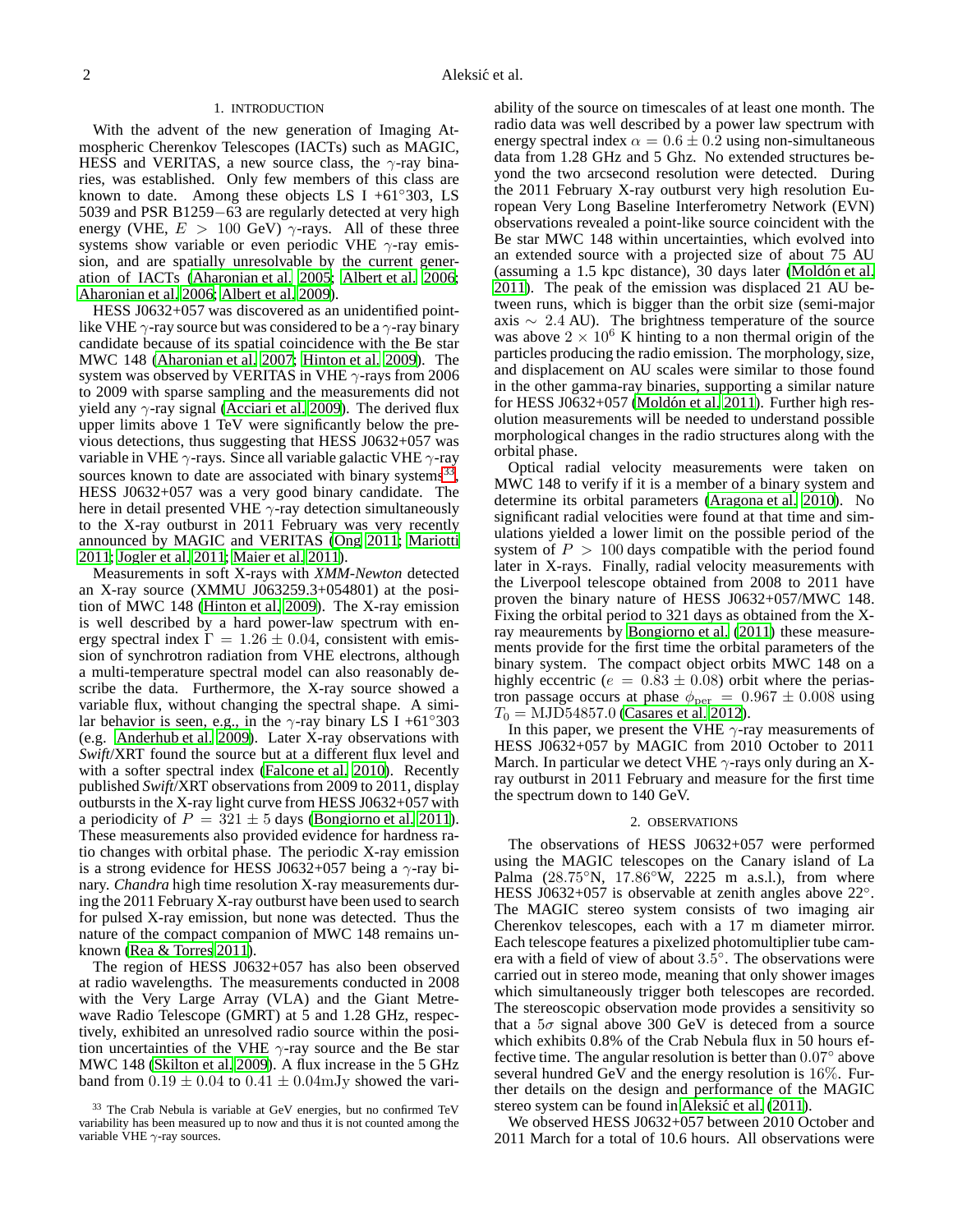## 1. INTRODUCTION

With the advent of the new generation of Imaging Atmospheric Cherenkov Telescopes (IACTs) such as MAGIC, HESS and VERITAS, a new source class, the $\gamma$-ray binaries, was established. Only few members of this class are known to date. Among these objects LS I +61°303, LS 5039 and PSR B1259−63 are regularly detected at very high energy (VHE, $E > 100$ GeV) $\gamma$-rays. All of these three systems show variable or even periodic VHE $\gamma$-ray emission, and are spatially unresolvable by the current generation of IACTs (Aharonian et al. 2005; Albert et al. 2006; Aharonian et al. 2006; Albert et al. 2009).

HESS J0632+057 was discovered as an unidentified point-like VHE $\gamma$-ray source but was considered to be a $\gamma$-ray binary candidate because of its spatial coincidence with the Be star MWC 148 (Aharonian et al. 2007; Hinton et al. 2009). The system was observed by VERITAS in VHE $\gamma$-rays from 2006 to 2009 with sparse sampling and the measurements did not yield any $\gamma$-ray signal (Acciari et al. 2009). The derived flux upper limits above 1 TeV were significantly below the previous detections, thus suggesting that HESS J0632+057 was variable in VHE $\gamma$-rays. Since all variable galactic VHE $\gamma$-ray sources known to date are associated with binary systems[33], HESS J0632+057 was a very good binary candidate. The here in detail presented VHE $\gamma$-ray detection simultaneously to the X-ray outburst in 2011 February was very recently announced by MAGIC and VERITAS (Ong 2011; Mariotti 2011; Jogler et al. 2011; Maier et al. 2011).

Measurements in soft X-rays with *XMM-Newton* detected an X-ray source (XMMU J063259.3+054801) at the position of MWC 148 (Hinton et al. 2009). The X-ray emission is well described by a hard power-law spectrum with energy spectral index $\Gamma = 1.26 \pm 0.04$, consistent with emission of synchrotron radiation from VHE electrons, although a multi-temperature spectral model can also reasonably describe the data. Furthermore, the X-ray source showed a variable flux, without changing the spectral shape. A similar behavior is seen, e.g., in the $\gamma$-ray binary LS I +61°303 (e.g. Anderhub et al. 2009). Later X-ray observations with *Swift*/XRT found the source but at a different flux level and with a softer spectral index (Falcone et al. 2010). Recently published *Swift*/XRT observations from 2009 to 2011, display outbursts in the X-ray light curve from HESS J0632+057 with a periodicity of $P = 321 \pm 5$ days (Bongiorno et al. 2011). These measurements also provided evidence for hardness ratio changes with orbital phase. The periodic X-ray emission is a strong evidence for HESS J0632+057 being a $\gamma$-ray binary. *Chandra* high time resolution X-ray measurements during the 2011 February X-ray outburst have been used to search for pulsed X-ray emission, but none was detected. Thus the nature of the compact companion of MWC 148 remains unknown (Rea & Torres 2011).

The region of HESS J0632+057 has also been observed at radio wavelengths. The measurements conducted in 2008 with the Very Large Array (VLA) and the Giant Metrewave Radio Telescope (GMRT) at 5 and 1.28 GHz, respectively, exhibited an unresolved radio source within the position uncertainties of the VHE $\gamma$-ray source and the Be star MWC 148 (Skilton et al. 2009). A flux increase in the 5 GHz band from $0.19 \pm 0.04$ to $0.41 \pm 0.04$mJy showed the variability of the source on timescales of at least one month. The radio data was well described by a power law spectrum with energy spectral index $\alpha = 0.6 \pm 0.2$ using non-simultaneous data from 1.28 GHz and 5 Ghz. No extended structures beyond the two arcsecond resolution were detected. During the 2011 February X-ray outburst very high resolution European Very Long Baseline Interferometry Network (EVN) observations revealed a point-like source coincident with the Be star MWC 148 within uncertainties, which evolved into an extended source with a projected size of about 75 AU (assuming a 1.5 kpc distance), 30 days later (Moldón et al. 2011). The peak of the emission was displaced 21 AU between runs, which is bigger than the orbit size (semi-major axis $\sim 2.4$ AU). The brightness temperature of the source was above $2 \times 10^6$ K hinting to a non thermal origin of the particles producing the radio emission. The morphology, size, and displacement on AU scales were similar to those found in the other gamma-ray binaries, supporting a similar nature for HESS J0632+057 (Moldón et al. 2011). Further high resolution measurements will be needed to understand possible morphological changes in the radio structures along with the orbital phase.

Optical radial velocity measurements were taken on MWC 148 to verify if it is a member of a binary system and determine its orbital parameters (Aragona et al. 2010). No significant radial velocities were found at that time and simulations yielded a lower limit on the possible period of the system of $P > 100$ days compatible with the period found later in X-rays. Finally, radial velocity measurements with the Liverpool telescope obtained from 2008 to 2011 have proven the binary nature of HESS J0632+057/MWC 148. Fixing the orbital period to 321 days as obtained from the X-ray meaurements by Bongiorno et al. (2011) these measurements provide for the first time the orbital parameters of the binary system. The compact object orbits MWC 148 on a highly eccentric ($e = 0.83 \pm 0.08$) orbit where the periastron passage occurs at phase $\phi_{\rm per} = 0.967 \pm 0.008$ using $T_0 = {\rm MJD}54857.0$ (Casares et al. 2012).

In this paper, we present the VHE $\gamma$-ray measurements of HESS J0632+057 by MAGIC from 2010 October to 2011 March. In particular we detect VHE $\gamma$-rays only during an X-ray outburst in 2011 February and measure for the first time the spectrum down to 140 GeV.

## 2. OBSERVATIONS

The observations of HESS J0632+057 were performed using the MAGIC telescopes on the Canary island of La Palma (28.75°N, 17.86°W, 2225 m a.s.l.), from where HESS J0632+057 is observable at zenith angles above 22°. The MAGIC stereo system consists of two imaging air Cherenkov telescopes, each with a 17 m diameter mirror. Each telescope features a pixelized photomultiplier tube camera with a field of view of about 3.5°. The observations were carried out in stereo mode, meaning that only shower images which simultaneously trigger both telescopes are recorded. The stereoscopic observation mode provides a sensitivity so that a $5\sigma$ signal above 300 GeV is deteced from a source which exhibits 0.8% of the Crab Nebula flux in 50 hours effective time. The angular resolution is better than 0.07° above several hundred GeV and the energy resolution is 16%. Further details on the design and performance of the MAGIC stereo system can be found in Aleksić et al. (2011).

We observed HESS J0632+057 between 2010 October and 2011 March for a total of 10.6 hours. All observations were

[33] The Crab Nebula is variable at GeV energies, but no confirmed TeV variability has been measured up to now and thus it is not counted among the variable VHE $\gamma$-ray sources.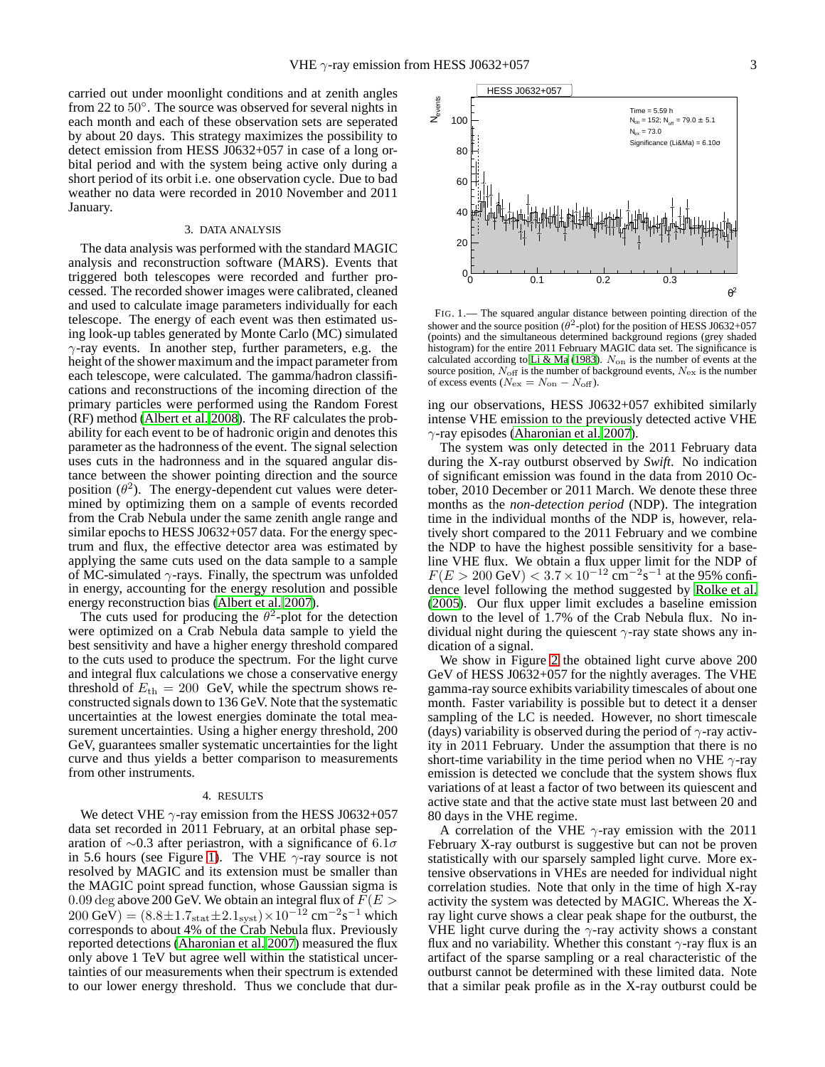carried out under moonlight conditions and at zenith angles from 22 to 50°. The source was observed for several nights in each month and each of these observation sets are seperated by about 20 days. This strategy maximizes the possibility to detect emission from HESS J0632+057 in case of a long orbital period and with the system being active only during a short period of its orbit i.e. one observation cycle. Due to bad weather no data were recorded in 2010 November and 2011 January.

## 3. DATA ANALYSIS

The data analysis was performed with the standard MAGIC analysis and reconstruction software (MARS). Events that triggered both telescopes were recorded and further processed. The recorded shower images were calibrated, cleaned and used to calculate image parameters individually for each telescope. The energy of each event was then estimated using look-up tables generated by Monte Carlo (MC) simulated $\gamma$-ray events. In another step, further parameters, e.g. the height of the shower maximum and the impact parameter from each telescope, were calculated. The gamma/hadron classifications and reconstructions of the incoming direction of the primary particles were performed using the Random Forest (RF) method (Albert et al. 2008). The RF calculates the probability for each event to be of hadronic origin and denotes this parameter as the hadronness of the event. The signal selection uses cuts in the hadronness and in the squared angular distance between the shower pointing direction and the source position ($\theta^2$). The energy-dependent cut values were determined by optimizing them on a sample of events recorded from the Crab Nebula under the same zenith angle range and similar epochs to HESS J0632+057 data. For the energy spectrum and flux, the effective detector area was estimated by applying the same cuts used on the data sample to a sample of MC-simulated $\gamma$-rays. Finally, the spectrum was unfolded in energy, accounting for the energy resolution and possible energy reconstruction bias (Albert et al. 2007).

The cuts used for producing the $\theta^2$-plot for the detection were optimized on a Crab Nebula data sample to yield the best sensitivity and have a higher energy threshold compared to the cuts used to produce the spectrum. For the light curve and integral flux calculations we chose a conservative energy threshold of $E_{\rm th} = 200$ GeV, while the spectrum shows reconstructed signals down to 136 GeV. Note that the systematic uncertainties at the lowest energies dominate the total measurement uncertainties. Using a higher energy threshold, 200 GeV, guarantees smaller systematic uncertainties for the light curve and thus yields a better comparison to measurements from other instruments.

## 4. RESULTS

We detect VHE $\gamma$-ray emission from the HESS J0632+057 data set recorded in 2011 February, at an orbital phase separation of $\sim$0.3 after periastron, with a significance of $6.1\sigma$ in 5.6 hours (see Figure 1). The VHE $\gamma$-ray source is not resolved by MAGIC and its extension must be smaller than the MAGIC point spread function, whose Gaussian sigma is 0.09 deg above 200 GeV. We obtain an integral flux of $F(E > 200\,\text{GeV}) = (8.8 \pm 1.7_{\rm stat} \pm 2.1_{\rm syst}) \times 10^{-12}$ cm$^{-2}$s$^{-1}$ which corresponds to about 4% of the Crab Nebula flux. Previously reported detections (Aharonian et al. 2007) measured the flux only above 1 TeV but agree well within the statistical uncertainties of our measurements when their spectrum is extended to our lower energy threshold. Thus we conclude that during our observations, HESS J0632+057 exhibited similarly intense VHE emission to the previously detected active VHE $\gamma$-ray episodes (Aharonian et al. 2007).

FIG. 1.— The squared angular distance between pointing direction of the shower and the source position ($\theta^2$-plot) for the position of HESS J0632+057 (points) and the simultaneous determined background regions (grey shaded histogram) for the entire 2011 February MAGIC data set. The significance is calculated according to Li & Ma (1983). $N_{\rm on}$ is the number of events at the source position, $N_{\rm off}$ is the number of background events, $N_{\rm ex}$ is the number of excess events ($N_{\rm ex} = N_{\rm on} - N_{\rm off}$).

The system was only detected in the 2011 February data during the X-ray outburst observed by *Swift*. No indication of significant emission was found in the data from 2010 October, 2010 December or 2011 March. We denote these three months as the *non-detection period* (NDP). The integration time in the individual months of the NDP is, however, relatively short compared to the 2011 February and we combine the NDP to have the highest possible sensitivity for a baseline VHE flux. We obtain a flux upper limit for the NDP of $F(E > 200\,\text{GeV}) < 3.7 \times 10^{-12}$ cm$^{-2}$s$^{-1}$ at the 95% confidence level following the method suggested by Rolke et al. (2005). Our flux upper limit excludes a baseline emission down to the level of 1.7% of the Crab Nebula flux. No individual night during the quiescent $\gamma$-ray state shows any indication of a signal.

We show in Figure 2 the obtained light curve above 200 GeV of HESS J0632+057 for the nightly averages. The VHE gamma-ray source exhibits variability timescales of about one month. Faster variability is possible but to detect it a denser sampling of the LC is needed. However, no short timescale (days) variability is observed during the period of $\gamma$-ray activity in 2011 February. Under the assumption that there is no short-time variability in the time period when no VHE $\gamma$-ray emission is detected we conclude that the system shows flux variations of at least a factor of two between its quiescent and active state and that the active state must last between 20 and 80 days in the VHE regime.

A correlation of the VHE $\gamma$-ray emission with the 2011 February X-ray outburst is suggestive but can not be proven statistically with our sparsely sampled light curve. More extensive observations in VHEs are needed for individual night correlation studies. Note that only in the time of high X-ray activity the system was detected by MAGIC. Whereas the X-ray light curve shows a clear peak shape for the outburst, the VHE light curve during the $\gamma$-ray activity shows a constant flux and no variability. Whether this constant $\gamma$-ray flux is an artifact of the sparse sampling or a real characteristic of the outburst cannot be determined with these limited data. Note that a similar peak profile as in the X-ray outburst could be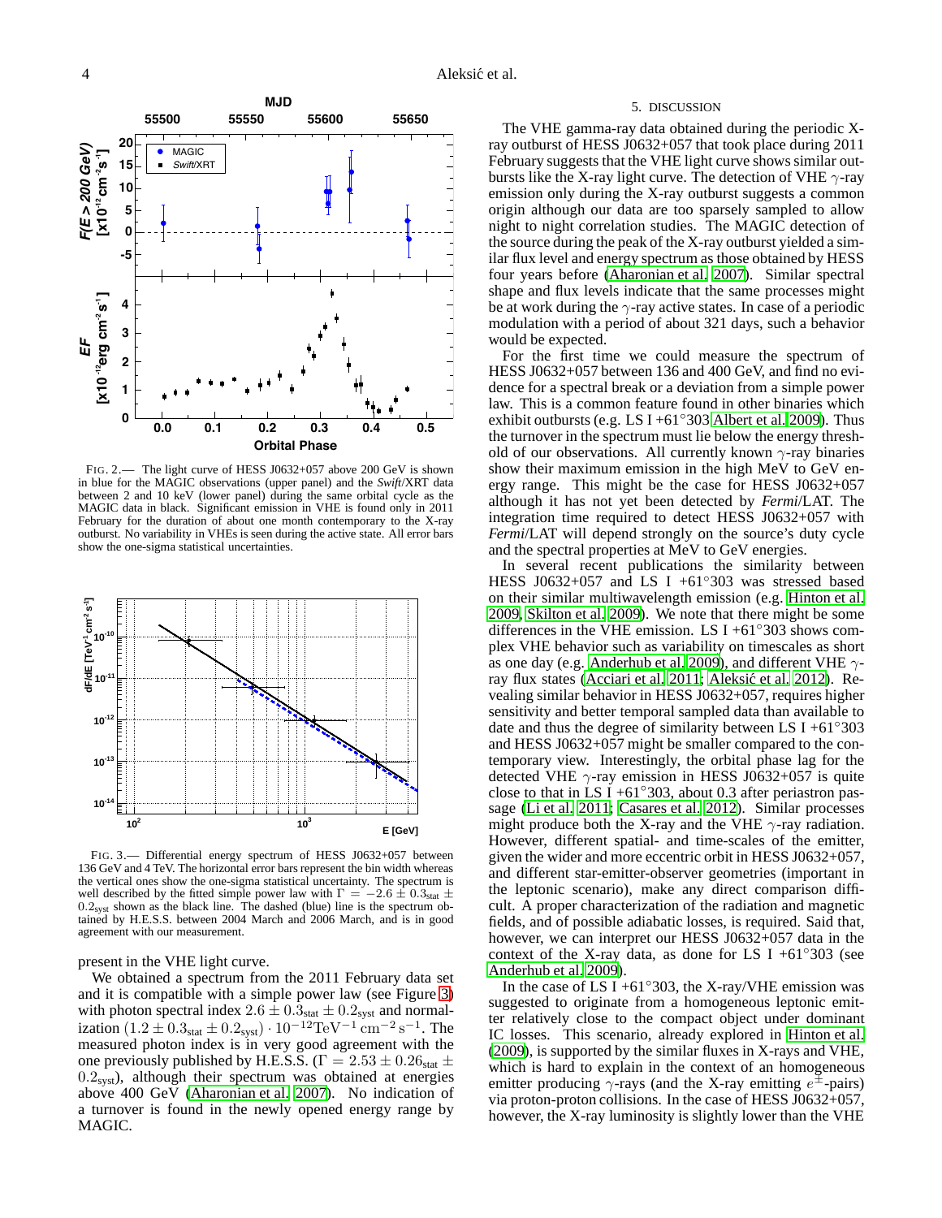FIG. 2.— The light curve of HESS J0632+057 above 200 GeV is shown in blue for the MAGIC observations (upper panel) and the *Swift*/XRT data between 2 and 10 keV (lower panel) during the same orbital cycle as the MAGIC data in black. Significant emission in VHE is found only in 2011 February for the duration of about one month contemporary to the X-ray outburst. No variability in VHEs is seen during the active state. All error bars show the one-sigma statistical uncertainties.

FIG. 3.— Differential energy spectrum of HESS J0632+057 between 136 GeV and 4 TeV. The horizontal error bars represent the bin width whereas the vertical ones show the one-sigma statistical uncertainty. The spectrum is well described by the fitted simple power law with $\Gamma = -2.6 \pm 0.3_{\rm stat} \pm 0.2_{\rm syst}$ shown as the black line. The dashed (blue) line is the spectrum obtained by H.E.S.S. between 2004 March and 2006 March, and is in good agreement with our measurement.

present in the VHE light curve.

We obtained a spectrum from the 2011 February data set and it is compatible with a simple power law (see Figure 3) with photon spectral index $2.6 \pm 0.3_{\rm stat} \pm 0.2_{\rm syst}$ and normalization $(1.2 \pm 0.3_{\rm stat} \pm 0.2_{\rm syst}) \cdot 10^{-12} {\rm TeV}^{-1}\,{\rm cm}^{-2}\,{\rm s}^{-1}$. The measured photon index is in very good agreement with the one previously published by H.E.S.S. ($\Gamma = 2.53 \pm 0.26_{\rm stat} \pm 0.2_{\rm syst}$), although their spectrum was obtained at energies above 400 GeV (Aharonian et al. 2007). No indication of a turnover is found in the newly opened energy range by MAGIC.

## 5. DISCUSSION

The VHE gamma-ray data obtained during the periodic X-ray outburst of HESS J0632+057 that took place during 2011 February suggests that the VHE light curve shows similar outbursts like the X-ray light curve. The detection of VHE $\gamma$-ray emission only during the X-ray outburst suggests a common origin although our data are too sparsely sampled to allow night to night correlation studies. The MAGIC detection of the source during the peak of the X-ray outburst yielded a similar flux level and energy spectrum as those obtained by HESS four years before (Aharonian et al. 2007). Similar spectral shape and flux levels indicate that the same processes might be at work during the $\gamma$-ray active states. In case of a periodic modulation with a period of about 321 days, such a behavior would be expected.

For the first time we could measure the spectrum of HESS J0632+057 between 136 and 400 GeV, and find no evidence for a spectral break or a deviation from a simple power law. This is a common feature found in other binaries which exhibit outbursts (e.g. LS I +61°303 Albert et al. 2009). Thus the turnover in the spectrum must lie below the energy threshold of our observations. All currently known $\gamma$-ray binaries show their maximum emission in the high MeV to GeV energy range. This might be the case for HESS J0632+057 although it has not yet been detected by *Fermi*/LAT. The integration time required to detect HESS J0632+057 with *Fermi*/LAT will depend strongly on the source's duty cycle and the spectral properties at MeV to GeV energies.

In several recent publications the similarity between HESS J0632+057 and LS I +61°303 was stressed based on their similar multiwavelength emission (e.g. Hinton et al. 2009, Skilton et al. 2009). We note that there might be some differences in the VHE emission. LS I +61°303 shows complex VHE behavior such as variability on timescales as short as one day (e.g. Anderhub et al. 2009), and different VHE $\gamma$-ray flux states (Acciari et al. 2011; Aleksić et al. 2012). Revealing similar behavior in HESS J0632+057, requires higher sensitivity and better temporal sampled data than available to date and thus the degree of similarity between LS I +61°303 and HESS J0632+057 might be smaller compared to the contemporary view. Interestingly, the orbital phase lag for the detected VHE $\gamma$-ray emission in HESS J0632+057 is quite close to that in LS I +61°303, about 0.3 after periastron passage (Li et al. 2011; Casares et al. 2012). Similar processes might produce both the X-ray and the VHE $\gamma$-ray radiation. However, different spatial- and time-scales of the emitter, given the wider and more eccentric orbit in HESS J0632+057, and different star-emitter-observer geometries (important in the leptonic scenario), make any direct comparison difficult. A proper characterization of the radiation and magnetic fields, and of possible adiabatic losses, is required. Said that, however, we can interpret our HESS J0632+057 data in the context of the X-ray data, as done for LS I +61°303 (see Anderhub et al. 2009).

In the case of LS I +61°303, the X-ray/VHE emission was suggested to originate from a homogeneous leptonic emitter relatively close to the compact object under dominant IC losses. This scenario, already explored in Hinton et al. (2009), is supported by the similar fluxes in X-rays and VHE, which is hard to explain in the context of an homogeneous emitter producing $\gamma$-rays (and the X-ray emitting $e^{\pm}$-pairs) via proton-proton collisions. In the case of HESS J0632+057, however, the X-ray luminosity is slightly lower than the VHE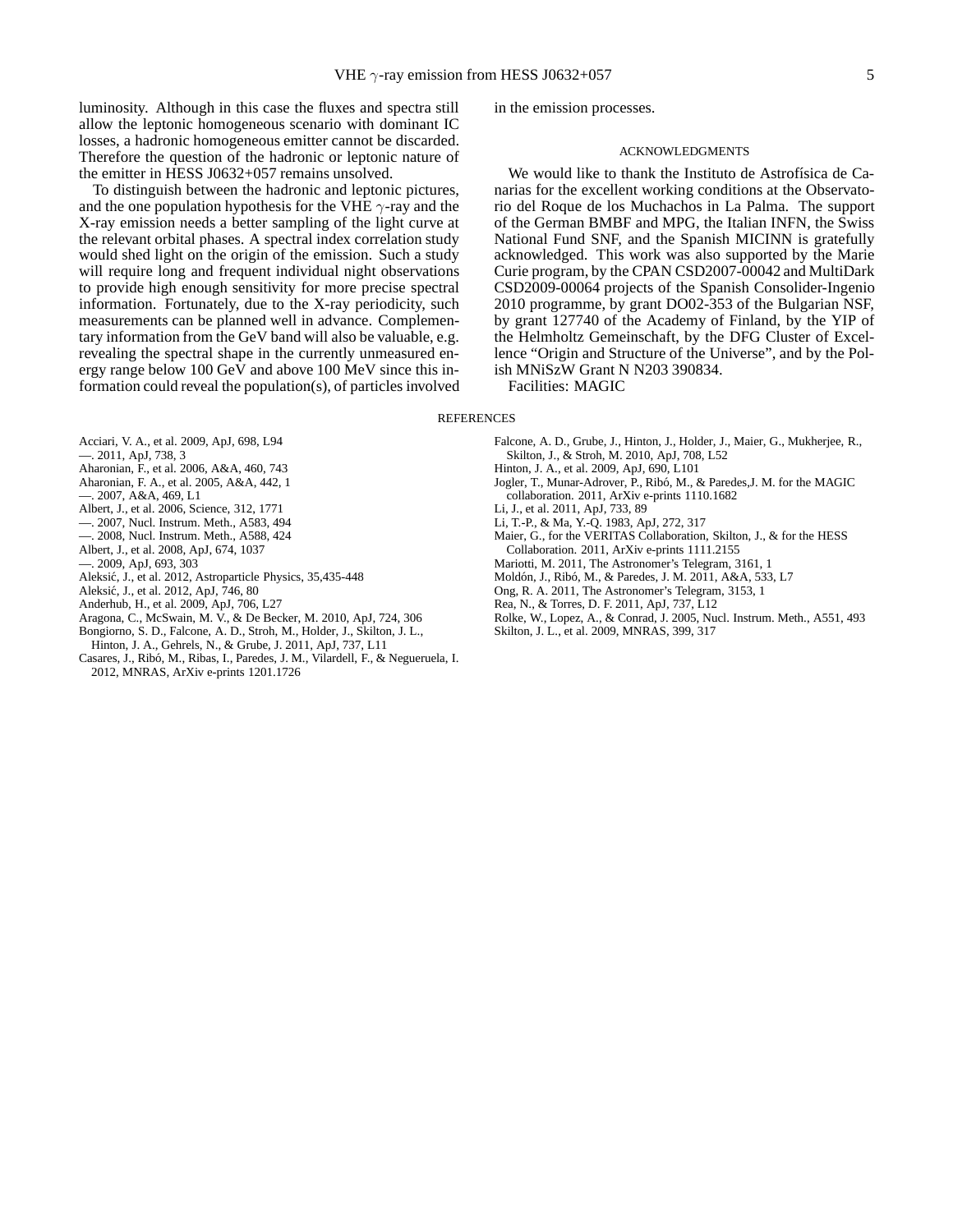luminosity. Although in this case the fluxes and spectra still allow the leptonic homogeneous scenario with dominant IC losses, a hadronic homogeneous emitter cannot be discarded. Therefore the question of the hadronic or leptonic nature of the emitter in HESS J0632+057 remains unsolved.

To distinguish between the hadronic and leptonic pictures, and the one population hypothesis for the VHE $\gamma$-ray and the X-ray emission needs a better sampling of the light curve at the relevant orbital phases. A spectral index correlation study would shed light on the origin of the emission. Such a study will require long and frequent individual night observations to provide high enough sensitivity for more precise spectral information. Fortunately, due to the X-ray periodicity, such measurements can be planned well in advance. Complementary information from the GeV band will also be valuable, e.g. revealing the spectral shape in the currently unmeasured energy range below 100 GeV and above 100 MeV since this information could reveal the population(s), of particles involved in the emission processes.

## ACKNOWLEDGMENTS

We would like to thank the Instituto de Astrofísica de Canarias for the excellent working conditions at the Observatorio del Roque de los Muchachos in La Palma. The support of the German BMBF and MPG, the Italian INFN, the Swiss National Fund SNF, and the Spanish MICINN is gratefully acknowledged. This work was also supported by the Marie Curie program, by the CPAN CSD2007-00042 and MultiDark CSD2009-00064 projects of the Spanish Consolider-Ingenio 2010 programme, by grant DO02-353 of the Bulgarian NSF, by grant 127740 of the Academy of Finland, by the YIP of the Helmholtz Gemeinschaft, by the DFG Cluster of Excellence "Origin and Structure of the Universe", and by the Polish MNiSzW Grant N N203 390834.

Facilities: MAGIC

## REFERENCES

Acciari, V. A., et al. 2009, ApJ, 698, L94
—. 2011, ApJ, 738, 3
Aharonian, F., et al. 2006, A&A, 460, 743
Aharonian, F. A., et al. 2005, A&A, 442, 1
—. 2007, A&A, 469, L1
Albert, J., et al. 2006, Science, 312, 1771
—. 2007, Nucl. Instrum. Meth., A583, 494
—. 2008, Nucl. Instrum. Meth., A588, 424
Albert, J., et al. 2008, ApJ, 674, 1037
—. 2009, ApJ, 693, 303
Aleksić, J., et al. 2012, Astroparticle Physics, 35,435-448
Aleksić, J., et al. 2012, ApJ, 746, 80
Anderhub, H., et al. 2009, ApJ, 706, L27
Aragona, C., McSwain, M. V., & De Becker, M. 2010, ApJ, 724, 306
Bongiorno, S. D., Falcone, A. D., Stroh, M., Holder, J., Skilton, J. L., Hinton, J. A., Gehrels, N., & Grube, J. 2011, ApJ, 737, L11
Casares, J., Ribó, M., Ribas, I., Paredes, J. M., Vilardell, F., & Negueruela, I. 2012, MNRAS, ArXiv e-prints 1201.1726
Falcone, A. D., Grube, J., Hinton, J., Holder, J., Maier, G., Mukherjee, R., Skilton, J., & Stroh, M. 2010, ApJ, 708, L52
Hinton, J. A., et al. 2009, ApJ, 690, L101
Jogler, T., Munar-Adrover, P., Ribó, M., & Paredes,J. M. for the MAGIC collaboration. 2011, ArXiv e-prints 1110.1682
Li, J., et al. 2011, ApJ, 733, 89
Li, T.-P., & Ma, Y.-Q. 1983, ApJ, 272, 317
Maier, G., for the VERITAS Collaboration, Skilton, J., & for the HESS Collaboration. 2011, ArXiv e-prints 1111.2155
Mariotti, M. 2011, The Astronomer's Telegram, 3161, 1
Moldón, J., Ribó, M., & Paredes, J. M. 2011, A&A, 533, L7
Ong, R. A. 2011, The Astronomer's Telegram, 3153, 1
Rea, N., & Torres, D. F. 2011, ApJ, 737, L12
Rolke, W., Lopez, A., & Conrad, J. 2005, Nucl. Instrum. Meth., A551, 493
Skilton, J. L., et al. 2009, MNRAS, 399, 317